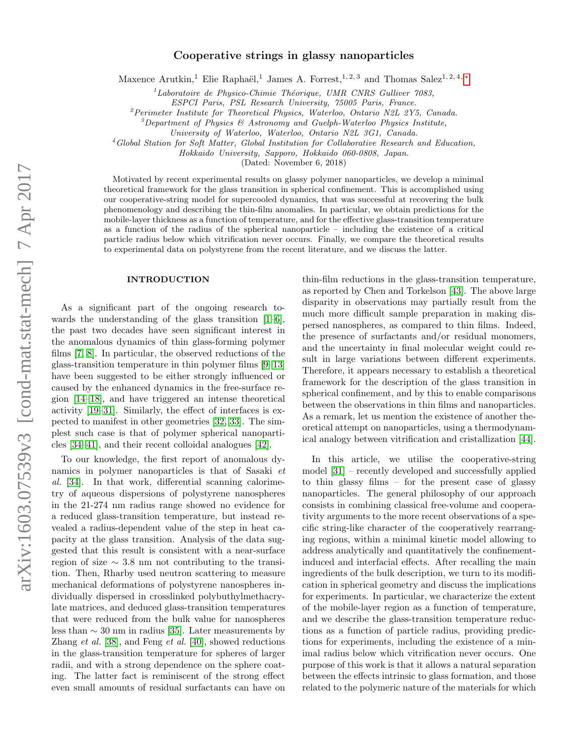# Cooperative strings in glassy nanoparticles

Maxence Arutkin,[1] Elie Raphaël,[1] James A. Forrest,[1,2,3] and Thomas Salez[1,2,4,*]

[1] *Laboratoire de Physico-Chimie Théorique, UMR CNRS Gulliver 7083, ESPCI Paris, PSL Research University, 75005 Paris, France.*
[2] *Perimeter Institute for Theoretical Physics, Waterloo, Ontario N2L 2Y5, Canada.*
[3] *Department of Physics & Astronomy and Guelph-Waterloo Physics Institute, University of Waterloo, Waterloo, Ontario N2L 3G1, Canada.*
[4] *Global Station for Soft Matter, Global Institution for Collaborative Research and Education, Hokkaido University, Sapporo, Hokkaido 060-0808, Japan.*

(Dated: November 6, 2018)

Motivated by recent experimental results on glassy polymer nanoparticles, we develop a minimal theoretical framework for the glass transition in spherical confinement. This is accomplished using our cooperative-string model for supercooled dynamics, that was successful at recovering the bulk phenomenology and describing the thin-film anomalies. In particular, we obtain predictions for the mobile-layer thickness as a function of temperature, and for the effective glass-transition temperature as a function of the radius of the spherical nanoparticle – including the existence of a critical particle radius below which vitrification never occurs. Finally, we compare the theoretical results to experimental data on polystyrene from the recent literature, and we discuss the latter.

## INTRODUCTION

As a significant part of the ongoing research towards the understanding of the glass transition [1–6], the past two decades have seen significant interest in the anomalous dynamics of thin glass-forming polymer films [7, 8]. In particular, the observed reductions of the glass-transition temperature in thin polymer films [9–13] have been suggested to be either strongly influenced or caused by the enhanced dynamics in the free-surface region [14–18], and have triggered an intense theoretical activity [19–31]. Similarly, the effect of interfaces is expected to manifest in other geometries [32, 33]. The simplest such case is that of polymer spherical nanoparticles [34–41], and their recent colloidal analogues [42].

To our knowledge, the first report of anomalous dynamics in polymer nanoparticles is that of Sasaki *et al.* [34]. In that work, differential scanning calorimetry of aqueous dispersions of polystyrene nanospheres in the 21-274 nm radius range showed no evidence for a reduced glass-transition temperature, but instead revealed a radius-dependent value of the step in heat capacity at the glass transition. Analysis of the data suggested that this result is consistent with a near-surface region of size $\sim 3.8$ nm not contributing to the transition. Then, Rharby used neutron scattering to measure mechanical deformations of polystyrene nanospheres individually dispersed in crosslinked polybuthylmethacrylate matrices, and deduced glass-transition temperatures that were reduced from the bulk value for nanospheres less than $\sim 30$ nm in radius [35]. Later measurements by Zhang *et al.* [38], and Feng *et al.* [40], showed reductions in the glass-transition temperature for spheres of larger radii, and with a strong dependence on the sphere coating. The latter fact is reminiscent of the strong effect even small amounts of residual surfactants can have on thin-film reductions in the glass-transition temperature, as reported by Chen and Torkelson [43]. The above large disparity in observations may partially result from the much more difficult sample preparation in making dispersed nanospheres, as compared to thin films. Indeed, the presence of surfactants and/or residual monomers, and the uncertainty in final molecular weight could result in large variations between different experiments. Therefore, it appears necessary to establish a theoretical framework for the description of the glass transition in spherical confinement, and by this to enable comparisons between the observations in thin films and nanoparticles. As a remark, let us mention the existence of another theoretical attempt on nanoparticles, using a thermodynamical analogy between vitrification and cristallization [44].

In this article, we utilise the cooperative-string model [31] – recently developed and successfully applied to thin glassy films – for the present case of glassy nanoparticles. The general philosophy of our approach consists in combining classical free-volume and cooperativity arguments to the more recent observations of a specific string-like character of the cooperatively rearranging regions, within a minimal kinetic model allowing to address analytically and quantitatively the confinement-induced and interfacial effects. After recalling the main ingredients of the bulk description, we turn to its modification in spherical geometry and discuss the implications for experiments. In particular, we characterize the extent of the mobile-layer region as a function of temperature, and we describe the glass-transition temperature reductions as a function of particle radius, providing predictions for experiments, including the existence of a minimal radius below which vitrification never occurs. One purpose of this work is that it allows a natural separation between the effects intrinsic to glass formation, and those related to the polymeric nature of the materials for which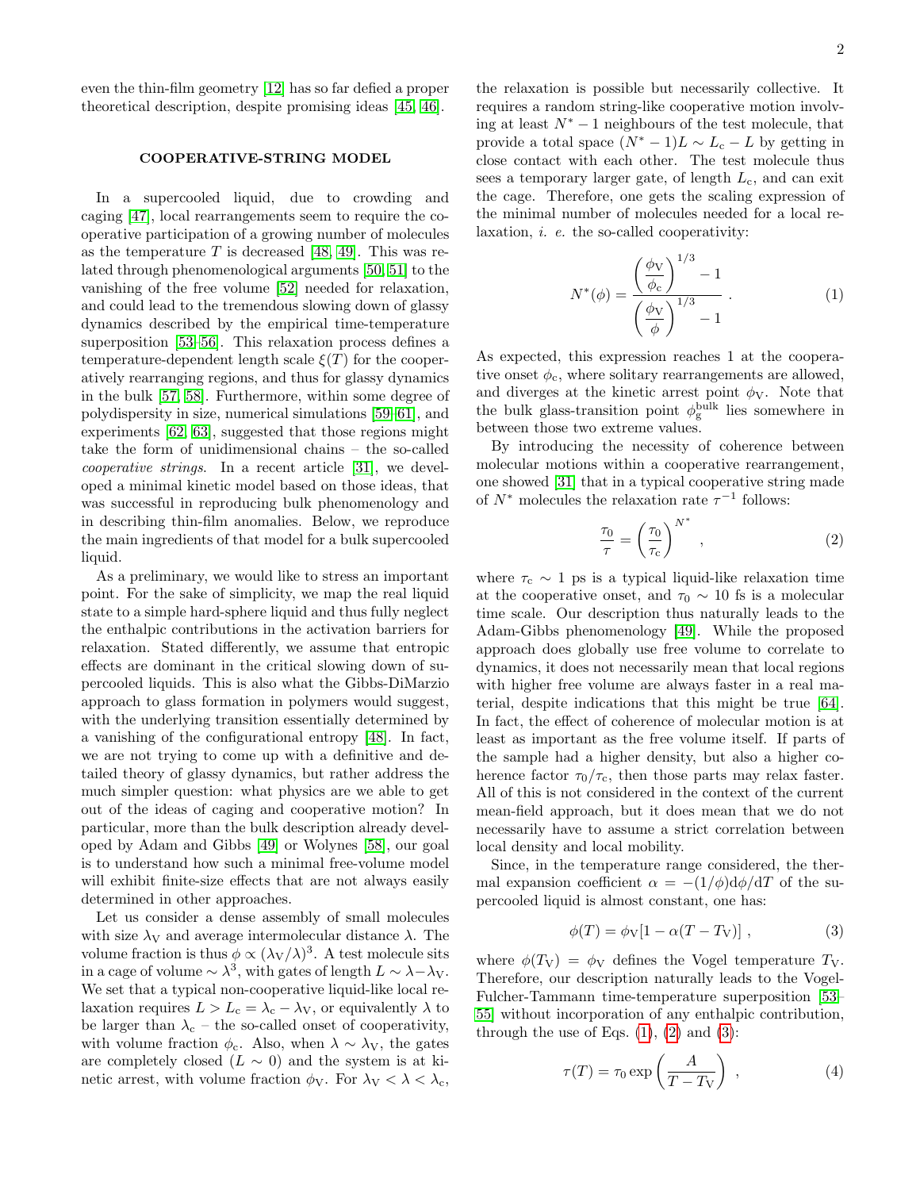even the thin-film geometry [12] has so far defied a proper theoretical description, despite promising ideas [45, 46].

## COOPERATIVE-STRING MODEL

In a supercooled liquid, due to crowding and caging [47], local rearrangements seem to require the cooperative participation of a growing number of molecules as the temperature $T$ is decreased [48, 49]. This was related through phenomenological arguments [50, 51] to the vanishing of the free volume [52] needed for relaxation, and could lead to the tremendous slowing down of glassy dynamics described by the empirical time-temperature superposition [53–56]. This relaxation process defines a temperature-dependent length scale $\xi(T)$ for the cooperatively rearranging regions, and thus for glassy dynamics in the bulk [57, 58]. Furthermore, within some degree of polydispersity in size, numerical simulations [59–61], and experiments [62, 63], suggested that those regions might take the form of unidimensional chains – the so-called *cooperative strings*. In a recent article [31], we developed a minimal kinetic model based on those ideas, that was successful in reproducing bulk phenomenology and in describing thin-film anomalies. Below, we reproduce the main ingredients of that model for a bulk supercooled liquid.

As a preliminary, we would like to stress an important point. For the sake of simplicity, we map the real liquid state to a simple hard-sphere liquid and thus fully neglect the enthalpic contributions in the activation barriers for relaxation. Stated differently, we assume that entropic effects are dominant in the critical slowing down of supercooled liquids. This is also what the Gibbs-DiMarzio approach to glass formation in polymers would suggest, with the underlying transition essentially determined by a vanishing of the configurational entropy [48]. In fact, we are not trying to come up with a definitive and detailed theory of glassy dynamics, but rather address the much simpler question: what physics are we able to get out of the ideas of caging and cooperative motion? In particular, more than the bulk description already developed by Adam and Gibbs [49] or Wolynes [58], our goal is to understand how such a minimal free-volume model will exhibit finite-size effects that are not always easily determined in other approaches.

Let us consider a dense assembly of small molecules with size $\lambda_{\mathrm{V}}$ and average intermolecular distance $\lambda$. The volume fraction is thus $\phi \propto (\lambda_{\mathrm{V}}/\lambda)^3$. A test molecule sits in a cage of volume $\sim \lambda^3$, with gates of length $L \sim \lambda - \lambda_{\mathrm{V}}$. We set that a typical non-cooperative liquid-like local relaxation requires $L > L_{\mathrm{c}} = \lambda_{\mathrm{c}} - \lambda_{\mathrm{V}}$, or equivalently $\lambda$ to be larger than $\lambda_{\mathrm{c}}$ – the so-called onset of cooperativity, with volume fraction $\phi_{\mathrm{c}}$. Also, when $\lambda \sim \lambda_{\mathrm{V}}$, the gates are completely closed ($L \sim 0$) and the system is at kinetic arrest, with volume fraction $\phi_{\mathrm{V}}$. For $\lambda_{\mathrm{V}} < \lambda < \lambda_{\mathrm{c}}$, the relaxation is possible but necessarily collective. It requires a random string-like cooperative motion involving at least $N^* - 1$ neighbours of the test molecule, that provide a total space $(N^* - 1)L \sim L_{\mathrm{c}} - L$ by getting in close contact with each other. The test molecule thus sees a temporary larger gate, of length $L_{\mathrm{c}}$, and can exit the cage. Therefore, one gets the scaling expression of the minimal number of molecules needed for a local relaxation, *i. e.* the so-called cooperativity:

$$N^*(\phi) = \frac{\left(\dfrac{\phi_{\mathrm{V}}}{\phi_{\mathrm{c}}}\right)^{1/3} - 1}{\left(\dfrac{\phi_{\mathrm{V}}}{\phi}\right)^{1/3} - 1} \, . \tag{1}$$

As expected, this expression reaches 1 at the cooperative onset $\phi_{\mathrm{c}}$, where solitary rearrangements are allowed, and diverges at the kinetic arrest point $\phi_{\mathrm{V}}$. Note that the bulk glass-transition point $\phi_{\mathrm{g}}^{\mathrm{bulk}}$ lies somewhere in between those two extreme values.

By introducing the necessity of coherence between molecular motions within a cooperative rearrangement, one showed [31] that in a typical cooperative string made of $N^*$ molecules the relaxation rate $\tau^{-1}$ follows:

$$\frac{\tau_0}{\tau} = \left(\frac{\tau_0}{\tau_{\mathrm{c}}}\right)^{N^*} \, , \tag{2}$$

where $\tau_{\mathrm{c}} \sim 1$ ps is a typical liquid-like relaxation time at the cooperative onset, and $\tau_0 \sim 10$ fs is a molecular time scale. Our description thus naturally leads to the Adam-Gibbs phenomenology [49]. While the proposed approach does globally use free volume to correlate to dynamics, it does not necessarily mean that local regions with higher free volume are always faster in a real material, despite indications that this might be true [64]. In fact, the effect of coherence of molecular motion is at least as important as the free volume itself. If parts of the sample had a higher density, but also a higher coherence factor $\tau_0/\tau_{\mathrm{c}}$, then those parts may relax faster. All of this is not considered in the context of the current mean-field approach, but it does mean that we do not necessarily have to assume a strict correlation between local density and local mobility.

Since, in the temperature range considered, the thermal expansion coefficient $\alpha = -(1/\phi)\mathrm{d}\phi/\mathrm{d}T$ of the supercooled liquid is almost constant, one has:

$$\phi(T) = \phi_{\mathrm{V}}[1 - \alpha(T - T_{\mathrm{V}})] \, , \tag{3}$$

where $\phi(T_{\mathrm{V}}) = \phi_{\mathrm{V}}$ defines the Vogel temperature $T_{\mathrm{V}}$. Therefore, our description naturally leads to the Vogel-Fulcher-Tammann time-temperature superposition [53–55] without incorporation of any enthalpic contribution, through the use of Eqs. (1), (2) and (3):

$$\tau(T) = \tau_0 \exp\left(\frac{A}{T - T_{\mathrm{V}}}\right) \, , \tag{4}$$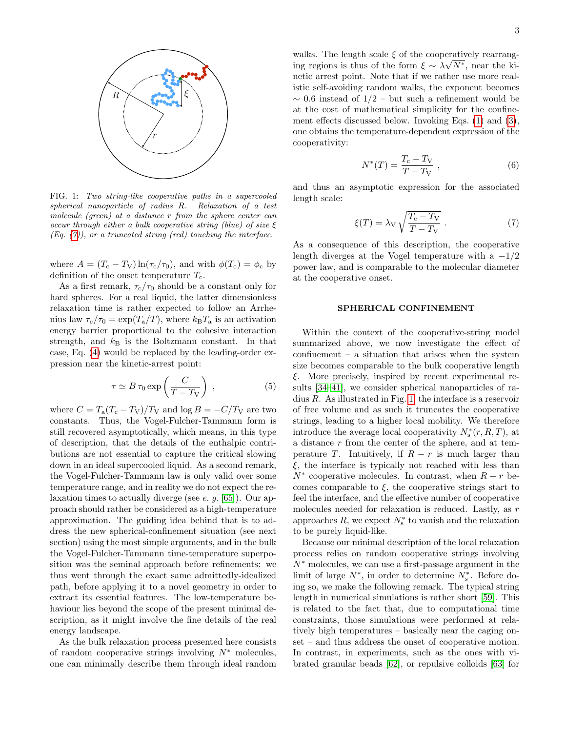FIG. 1: *Two string-like cooperative paths in a supercooled spherical nanoparticle of radius R. Relaxation of a test molecule (green) at a distance r from the sphere center can occur through either a bulk cooperative string (blue) of size ξ (Eq. (7)), or a truncated string (red) touching the interface.*

where $A = (T_c - T_V)\ln(\tau_c/\tau_0)$, and with $\phi(T_c) = \phi_c$ by definition of the onset temperature $T_c$.

As a first remark, $\tau_c/\tau_0$ should be a constant only for hard spheres. For a real liquid, the latter dimensionless relaxation time is rather expected to follow an Arrhenius law $\tau_c/\tau_0 = \exp(T_a/T)$, where $k_B T_a$ is an activation energy barrier proportional to the cohesive interaction strength, and $k_B$ is the Boltzmann constant. In that case, Eq. (4) would be replaced by the leading-order expression near the kinetic-arrest point:

$$\tau \simeq B\,\tau_0 \exp\left(\frac{C}{T - T_V}\right) \;, \tag{5}$$

where $C = T_a(T_c - T_V)/T_V$ and $\log B = -C/T_V$ are two constants. Thus, the Vogel-Fulcher-Tammann form is still recovered asymptotically, which means, in this type of description, that the details of the enthalpic contributions are not essential to capture the critical slowing down in an ideal supercooled liquid. As a second remark, the Vogel-Fulcher-Tammann law is only valid over some temperature range, and in reality we do not expect the relaxation times to actually diverge (see *e. g.* [65]). Our approach should rather be considered as a high-temperature approximation. The guiding idea behind that is to address the new spherical-confinement situation (see next section) using the most simple arguments, and in the bulk the Vogel-Fulcher-Tammann time-temperature superposition was the seminal approach before refinements: we thus went through the exact same admittedly-idealized path, before applying it to a novel geometry in order to extract its essential features. The low-temperature behaviour lies beyond the scope of the present minimal description, as it might involve the fine details of the real energy landscape.

As the bulk relaxation process presented here consists of random cooperative strings involving $N^*$ molecules, one can minimally describe them through ideal random walks. The length scale $\xi$ of the cooperatively rearranging regions is thus of the form $\xi \sim \lambda\sqrt{N^*}$, near the kinetic arrest point. Note that if we rather use more realistic self-avoiding random walks, the exponent becomes $\sim 0.6$ instead of $1/2$ – but such a refinement would be at the cost of mathematical simplicity for the confinement effects discussed below. Invoking Eqs. (1) and (3), one obtains the temperature-dependent expression of the cooperativity:

$$N^*(T) = \frac{T_c - T_V}{T - T_V} \;, \tag{6}$$

and thus an asymptotic expression for the associated length scale:

$$\xi(T) = \lambda_V \sqrt{\frac{T_c - T_V}{T - T_V}} \;. \tag{7}$$

As a consequence of this description, the cooperative length diverges at the Vogel temperature with a $-1/2$ power law, and is comparable to the molecular diameter at the cooperative onset.

## SPHERICAL CONFINEMENT

Within the context of the cooperative-string model summarized above, we now investigate the effect of confinement – a situation that arises when the system size becomes comparable to the bulk cooperative length $\xi$. More precisely, inspired by recent experimental results [34–41], we consider spherical nanoparticles of radius $R$. As illustrated in Fig. 1, the interface is a reservoir of free volume and as such it truncates the cooperative strings, leading to a higher local mobility. We therefore introduce the average local cooperativity $N_s^*(r, R, T)$, at a distance $r$ from the center of the sphere, and at temperature $T$. Intuitively, if $R - r$ is much larger than $\xi$, the interface is typically not reached with less than $N^*$ cooperative molecules. In contrast, when $R - r$ becomes comparable to $\xi$, the cooperative strings start to feel the interface, and the effective number of cooperative molecules needed for relaxation is reduced. Lastly, as $r$ approaches $R$, we expect $N_s^*$ to vanish and the relaxation to be purely liquid-like.

Because our minimal description of the local relaxation process relies on random cooperative strings involving $N^*$ molecules, we can use a first-passage argument in the limit of large $N^*$, in order to determine $N_s^*$. Before doing so, we make the following remark. The typical string length in numerical simulations is rather short [59]. This is related to the fact that, due to computational time constraints, those simulations were performed at relatively high temperatures – basically near the caging onset – and thus address the onset of cooperative motion. In contrast, in experiments, such as the ones with vibrated granular beads [62], or repulsive colloids [63] for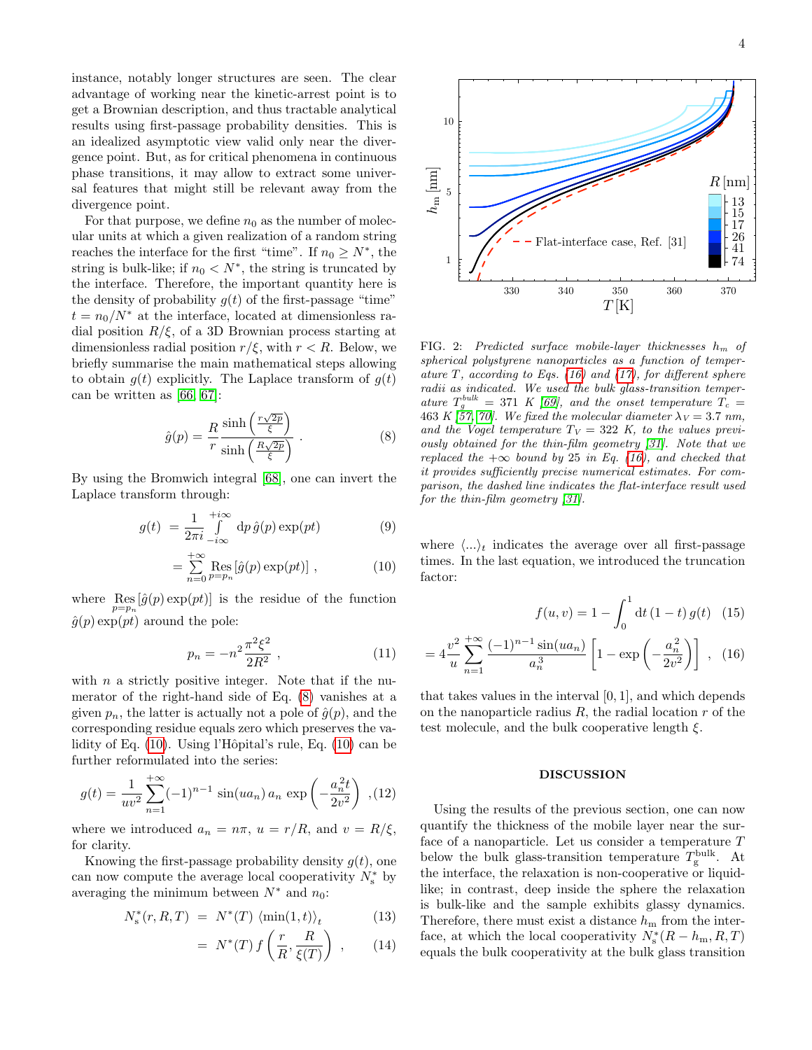instance, notably longer structures are seen. The clear advantage of working near the kinetic-arrest point is to get a Brownian description, and thus tractable analytical results using first-passage probability densities. This is an idealized asymptotic view valid only near the divergence point. But, as for critical phenomena in continuous phase transitions, it may allow to extract some universal features that might still be relevant away from the divergence point.

For that purpose, we define $n_0$ as the number of molecular units at which a given realization of a random string reaches the interface for the first "time". If $n_0 \geq N^*$, the string is bulk-like; if $n_0 < N^*$, the string is truncated by the interface. Therefore, the important quantity here is the density of probability $g(t)$ of the first-passage "time" $t = n_0/N^*$ at the interface, located at dimensionless radial position $R/\xi$, of a 3D Brownian process starting at dimensionless radial position $r/\xi$, with $r < R$. Below, we briefly summarise the main mathematical steps allowing to obtain $g(t)$ explicitly. The Laplace transform of $g(t)$ can be written as [66, 67]:

$$\hat{g}(p) = \frac{R}{r} \frac{\sinh\left(\frac{r\sqrt{2p}}{\xi}\right)}{\sinh\left(\frac{R\sqrt{2p}}{\xi}\right)} . \tag{8}$$

By using the Bromwich integral [68], one can invert the Laplace transform through:

$$g(t) = \frac{1}{2\pi i} \int_{-i\infty}^{+i\infty} \mathrm{d}p\, \hat{g}(p) \exp(pt) \tag{9}$$

$$= \sum_{n=0}^{+\infty} \operatorname*{Res}_{p=p_n} \left[\hat{g}(p) \exp(pt)\right] , \tag{10}$$

where $\operatorname*{Res}_{p=p_n} \left[\hat{g}(p) \exp(pt)\right]$ is the residue of the function $\hat{g}(p) \exp(pt)$ around the pole:

$$p_n = -n^2 \frac{\pi^2 \xi^2}{2R^2} , \tag{11}$$

with $n$ a strictly positive integer. Note that if the numerator of the right-hand side of Eq. (8) vanishes at a given $p_n$, the latter is actually not a pole of $\hat{g}(p)$, and the corresponding residue equals zero which preserves the validity of Eq. (10). Using l'Hôpital's rule, Eq. (10) can be further reformulated into the series:

$$g(t) = \frac{1}{uv^2} \sum_{n=1}^{+\infty} (-1)^{n-1} \sin(ua_n)\, a_n \exp\left(-\frac{a_n^2 t}{2v^2}\right) , \tag{12}$$

where we introduced $a_n = n\pi$, $u = r/R$, and $v = R/\xi$, for clarity.

Knowing the first-passage probability density $g(t)$, one can now compute the average local cooperativity $N_s^*$ by averaging the minimum between $N^*$ and $n_0$:

$$N_s^*(r, R, T) = N^*(T) \left\langle \min(1, t) \right\rangle_t \tag{13}$$

$$= N^*(T)\, f\left(\frac{r}{R}, \frac{R}{\xi(T)}\right) , \tag{14}$$

FIG. 2: *Predicted surface mobile-layer thicknesses $h_m$ of spherical polystyrene nanoparticles as a function of temperature $T$, according to Eqs. (16) and (17), for different sphere radii as indicated. We used the bulk glass-transition temperature $T_g^{bulk} = 371$ K [69], and the onset temperature $T_c = 463$ K [57, 70]. We fixed the molecular diameter $\lambda_V = 3.7$ nm, and the Vogel temperature $T_V = 322$ K, to the values previously obtained for the thin-film geometry [31]. Note that we replaced the $+\infty$ bound by 25 in Eq. (16), and checked that it provides sufficiently precise numerical estimates. For comparison, the dashed line indicates the flat-interface result used for the thin-film geometry [31].*

where $\langle ... \rangle_t$ indicates the average over all first-passage times. In the last equation, we introduced the truncation factor:

$$f(u, v) = 1 - \int_0^1 \mathrm{d}t\, (1 - t)\, g(t) \tag{15}$$

$$= 4\frac{v^2}{u} \sum_{n=1}^{+\infty} \frac{(-1)^{n-1} \sin(ua_n)}{a_n^3} \left[1 - \exp\left(-\frac{a_n^2}{2v^2}\right)\right] , \tag{16}$$

that takes values in the interval $[0, 1]$, and which depends on the nanoparticle radius $R$, the radial location $r$ of the test molecule, and the bulk cooperative length $\xi$.

## DISCUSSION

Using the results of the previous section, one can now quantify the thickness of the mobile layer near the surface of a nanoparticle. Let us consider a temperature $T$ below the bulk glass-transition temperature $T_g^{\text{bulk}}$. At the interface, the relaxation is non-cooperative or liquid-like; in contrast, deep inside the sphere the relaxation is bulk-like and the sample exhibits glassy dynamics. Therefore, there must exist a distance $h_m$ from the interface, at which the local cooperativity $N_s^*(R - h_m, R, T)$ equals the bulk cooperativity at the bulk glass transition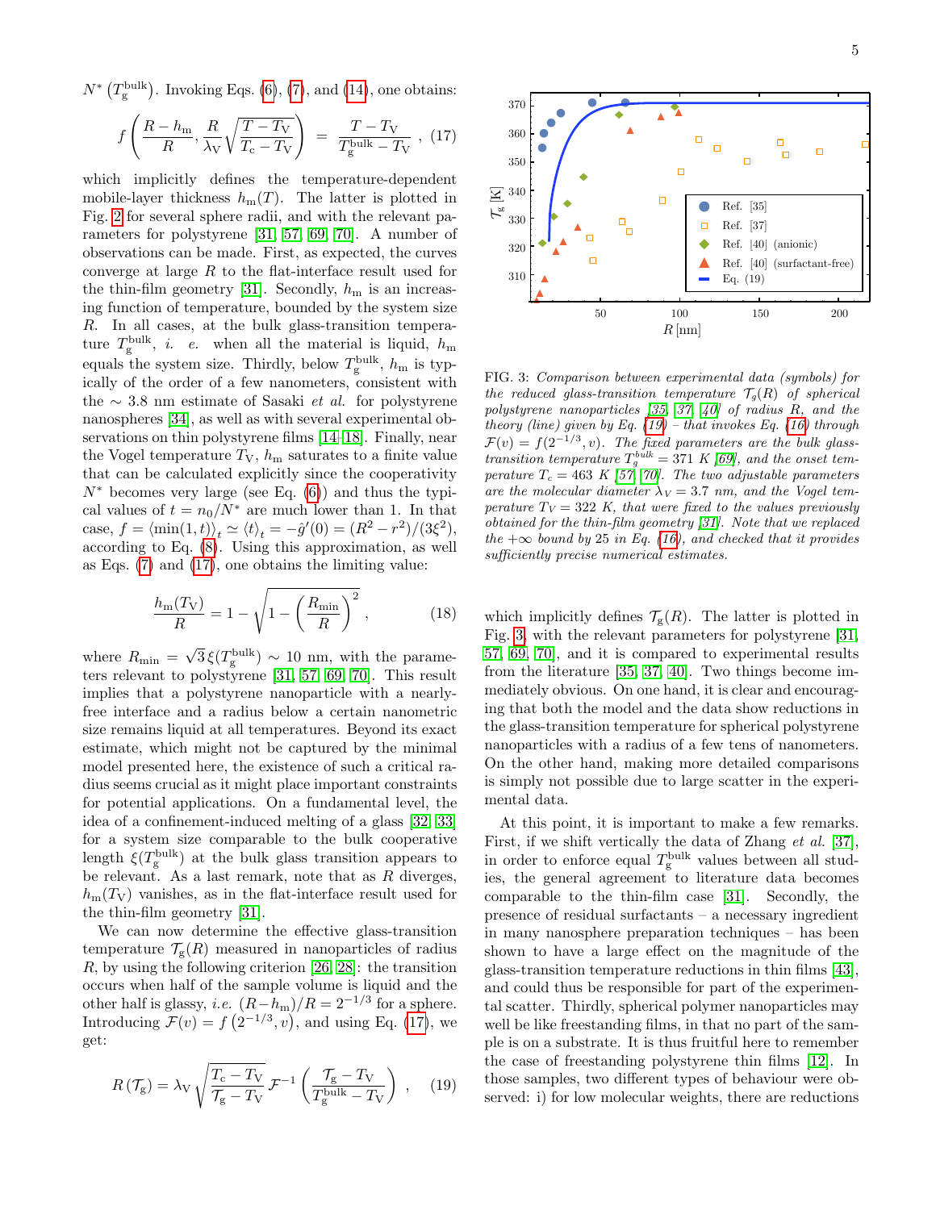$N^*\left(T_g^{\rm bulk}\right)$. Invoking Eqs. (6), (7), and (14), one obtains:

$$f\left(\frac{R-h_{\rm m}}{R},\frac{R}{\lambda_{\rm V}}\sqrt{\frac{T-T_{\rm V}}{T_{\rm c}-T_{\rm V}}}\right) = \frac{T-T_{\rm V}}{T_{\rm g}^{\rm bulk}-T_{\rm V}}\ , \quad (17)$$

which implicitly defines the temperature-dependent mobile-layer thickness $h_{\rm m}(T)$. The latter is plotted in Fig. 2 for several sphere radii, and with the relevant parameters for polystyrene [31, 57, 69, 70]. A number of observations can be made. First, as expected, the curves converge at large $R$ to the flat-interface result used for the thin-film geometry [31]. Secondly, $h_{\rm m}$ is an increasing function of temperature, bounded by the system size $R$. In all cases, at the bulk glass-transition temperature $T_{\rm g}^{\rm bulk}$, *i. e.* when all the material is liquid, $h_{\rm m}$ equals the system size. Thirdly, below $T_{\rm g}^{\rm bulk}$, $h_{\rm m}$ is typically of the order of a few nanometers, consistent with the $\sim 3.8$ nm estimate of Sasaki *et al.* for polystyrene nanospheres [34], as well as with several experimental observations on thin polystyrene films [14–18]. Finally, near the Vogel temperature $T_{\rm V}$, $h_{\rm m}$ saturates to a finite value that can be calculated explicitly since the cooperativity $N^*$ becomes very large (see Eq. (6)) and thus the typical values of $t=n_0/N^*$ are much lower than 1. In that case, $f=\langle\min(1,t)\rangle_t\simeq\langle t\rangle_t=-\hat{g}'(0)=(R^2-r^2)/(3\xi^2)$, according to Eq. (8). Using this approximation, as well as Eqs. (7) and (17), one obtains the limiting value:

$$\frac{h_{\rm m}(T_{\rm V})}{R}=1-\sqrt{1-\left(\frac{R_{\rm min}}{R}\right)^2}\ , \quad (18)$$

where $R_{\rm min}=\sqrt{3}\,\xi(T_{\rm g}^{\rm bulk})\sim 10$ nm, with the parameters relevant to polystyrene [31, 57, 69, 70]. This result implies that a polystyrene nanoparticle with a nearly-free interface and a radius below a certain nanometric size remains liquid at all temperatures. Beyond its exact estimate, which might not be captured by the minimal model presented here, the existence of such a critical radius seems crucial as it might place important constraints for potential applications. On a fundamental level, the idea of a confinement-induced melting of a glass [32, 33] for a system size comparable to the bulk cooperative length $\xi(T_{\rm g}^{\rm bulk})$ at the bulk glass transition appears to be relevant. As a last remark, note that as $R$ diverges, $h_{\rm m}(T_{\rm V})$ vanishes, as in the flat-interface result used for the thin-film geometry [31].

We can now determine the effective glass-transition temperature $\mathcal{T}_{\rm g}(R)$ measured in nanoparticles of radius $R$, by using the following criterion [26, 28]: the transition occurs when half of the sample volume is liquid and the other half is glassy, *i.e.* $(R-h_{\rm m})/R=2^{-1/3}$ for a sphere. Introducing $\mathcal{F}(v)=f\left(2^{-1/3},v\right)$, and using Eq. (17), we get:

$$R\left(\mathcal{T}_{\rm g}\right)=\lambda_{\rm V}\sqrt{\frac{T_{\rm c}-T_{\rm V}}{\mathcal{T}_{\rm g}-T_{\rm V}}}\,\mathcal{F}^{-1}\left(\frac{\mathcal{T}_{\rm g}-T_{\rm V}}{T_{\rm g}^{\rm bulk}-T_{\rm V}}\right)\ , \quad (19)$$

FIG. 3: *Comparison between experimental data (symbols) for the reduced glass-transition temperature $\mathcal{T}_g(R)$ of spherical polystyrene nanoparticles [35, 37, 40] of radius $R$, and the theory (line) given by Eq. (19) – that invokes Eq. (16) through $\mathcal{F}(v)=f(2^{-1/3},v)$. The fixed parameters are the bulk glass-transition temperature $T_g^{bulk}=371$ K [69], and the onset temperature $T_c=463$ K [57, 70]. The two adjustable parameters are the molecular diameter $\lambda_V=3.7$ nm, and the Vogel temperature $T_V=322$ K, that were fixed to the values previously obtained for the thin-film geometry [31]. Note that we replaced the $+\infty$ bound by 25 in Eq. (16), and checked that it provides sufficiently precise numerical estimates.*

which implicitly defines $\mathcal{T}_{\rm g}(R)$. The latter is plotted in Fig. 3, with the relevant parameters for polystyrene [31, 57, 69, 70], and it is compared to experimental results from the literature [35, 37, 40]. Two things become immediately obvious. On one hand, it is clear and encouraging that both the model and the data show reductions in the glass-transition temperature for spherical polystyrene nanoparticles with a radius of a few tens of nanometers. On the other hand, making more detailed comparisons is simply not possible due to large scatter in the experimental data.

At this point, it is important to make a few remarks. First, if we shift vertically the data of Zhang *et al.* [37], in order to enforce equal $T_{\rm g}^{\rm bulk}$ values between all studies, the general agreement to literature data becomes comparable to the thin-film case [31]. Secondly, the presence of residual surfactants – a necessary ingredient in many nanosphere preparation techniques – has been shown to have a large effect on the magnitude of the glass-transition temperature reductions in thin films [43], and could thus be responsible for part of the experimental scatter. Thirdly, spherical polymer nanoparticles may well be like freestanding films, in that no part of the sample is on a substrate. It is thus fruitful here to remember the case of freestanding polystyrene thin films [12]. In those samples, two different types of behaviour were observed: i) for low molecular weights, there are reductions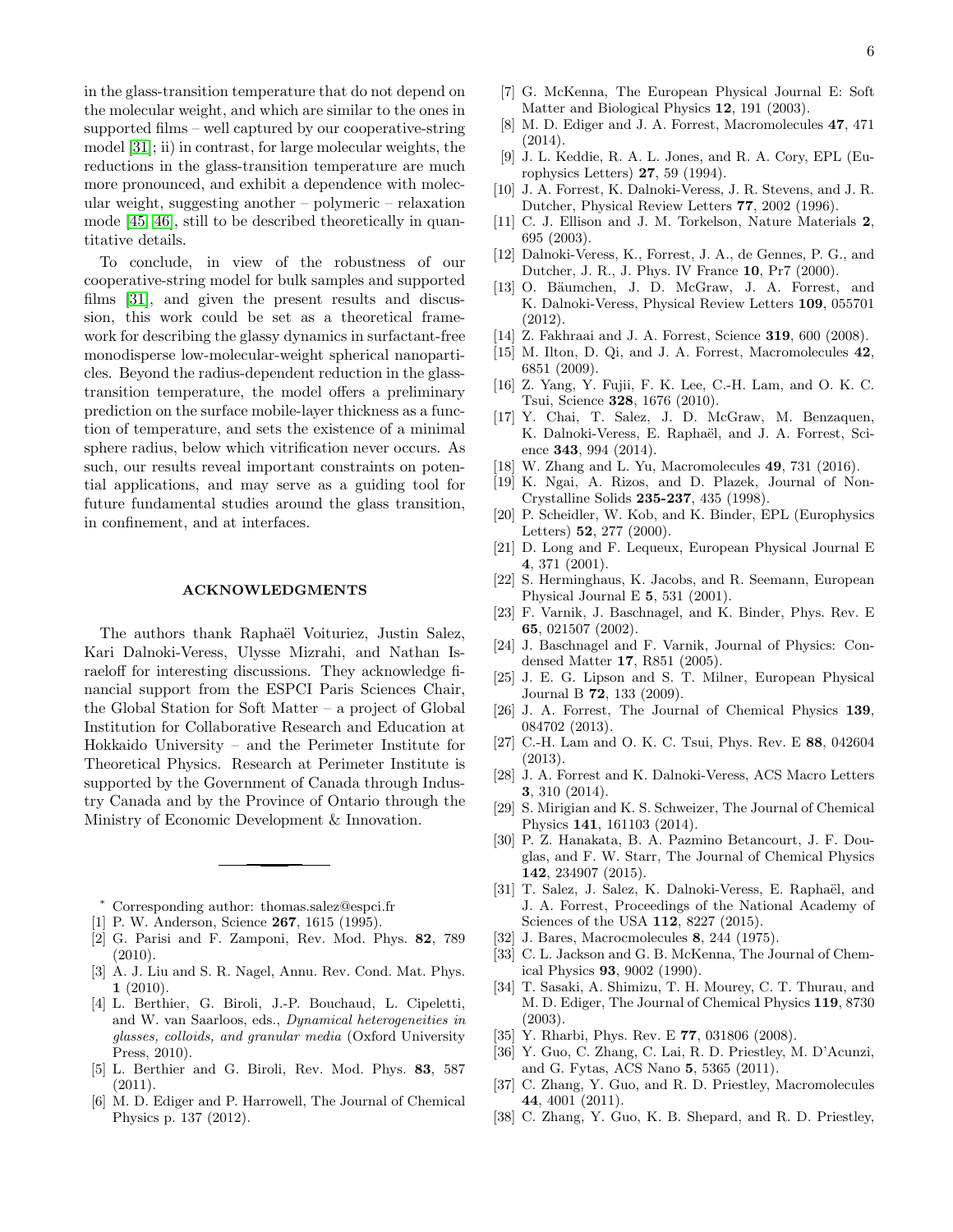in the glass-transition temperature that do not depend on the molecular weight, and which are similar to the ones in supported films – well captured by our cooperative-string model [31]; ii) in contrast, for large molecular weights, the reductions in the glass-transition temperature are much more pronounced, and exhibit a dependence with molecular weight, suggesting another – polymeric – relaxation mode [45, 46], still to be described theoretically in quantitative details.

To conclude, in view of the robustness of our cooperative-string model for bulk samples and supported films [31], and given the present results and discussion, this work could be set as a theoretical framework for describing the glassy dynamics in surfactant-free monodisperse low-molecular-weight spherical nanoparticles. Beyond the radius-dependent reduction in the glass-transition temperature, the model offers a preliminary prediction on the surface mobile-layer thickness as a function of temperature, and sets the existence of a minimal sphere radius, below which vitrification never occurs. As such, our results reveal important constraints on potential applications, and may serve as a guiding tool for future fundamental studies around the glass transition, in confinement, and at interfaces.

## ACKNOWLEDGMENTS

The authors thank Raphaël Voituriez, Justin Salez, Kari Dalnoki-Veress, Ulysse Mizrahi, and Nathan Israeloff for interesting discussions. They acknowledge financial support from the ESPCI Paris Sciences Chair, the Global Station for Soft Matter – a project of Global Institution for Collaborative Research and Education at Hokkaido University – and the Perimeter Institute for Theoretical Physics. Research at Perimeter Institute is supported by the Government of Canada through Industry Canada and by the Province of Ontario through the Ministry of Economic Development & Innovation.

---

[*] Corresponding author: thomas.salez@espci.fr

[1] P. W. Anderson, Science **267**, 1615 (1995).

[2] G. Parisi and F. Zamponi, Rev. Mod. Phys. **82**, 789 (2010).

[3] A. J. Liu and S. R. Nagel, Annu. Rev. Cond. Mat. Phys. **1** (2010).

[4] L. Berthier, G. Biroli, J.-P. Bouchaud, L. Cipeletti, and W. van Saarloos, eds., *Dynamical heterogeneities in glasses, colloids, and granular media* (Oxford University Press, 2010).

[5] L. Berthier and G. Biroli, Rev. Mod. Phys. **83**, 587 (2011).

[6] M. D. Ediger and P. Harrowell, The Journal of Chemical Physics p. 137 (2012).

[7] G. McKenna, The European Physical Journal E: Soft Matter and Biological Physics **12**, 191 (2003).

[8] M. D. Ediger and J. A. Forrest, Macromolecules **47**, 471 (2014).

[9] J. L. Keddie, R. A. L. Jones, and R. A. Cory, EPL (Europhysics Letters) **27**, 59 (1994).

[10] J. A. Forrest, K. Dalnoki-Veress, J. R. Stevens, and J. R. Dutcher, Physical Review Letters **77**, 2002 (1996).

[11] C. J. Ellison and J. M. Torkelson, Nature Materials **2**, 695 (2003).

[12] Dalnoki-Veress, K., Forrest, J. A., de Gennes, P. G., and Dutcher, J. R., J. Phys. IV France **10**, Pr7 (2000).

[13] O. Bäumchen, J. D. McGraw, J. A. Forrest, and K. Dalnoki-Veress, Physical Review Letters **109**, 055701 (2012).

[14] Z. Fakhraai and J. A. Forrest, Science **319**, 600 (2008).

[15] M. Ilton, D. Qi, and J. A. Forrest, Macromolecules **42**, 6851 (2009).

[16] Z. Yang, Y. Fujii, F. K. Lee, C.-H. Lam, and O. K. C. Tsui, Science **328**, 1676 (2010).

[17] Y. Chai, T. Salez, J. D. McGraw, M. Benzaquen, K. Dalnoki-Veress, E. Raphaël, and J. A. Forrest, Science **343**, 994 (2014).

[18] W. Zhang and L. Yu, Macromolecules **49**, 731 (2016).

[19] K. Ngai, A. Rizos, and D. Plazek, Journal of Non-Crystalline Solids **235-237**, 435 (1998).

[20] P. Scheidler, W. Kob, and K. Binder, EPL (Europhysics Letters) **52**, 277 (2000).

[21] D. Long and F. Lequeux, European Physical Journal E **4**, 371 (2001).

[22] S. Herminghaus, K. Jacobs, and R. Seemann, European Physical Journal E **5**, 531 (2001).

[23] F. Varnik, J. Baschnagel, and K. Binder, Phys. Rev. E **65**, 021507 (2002).

[24] J. Baschnagel and F. Varnik, Journal of Physics: Condensed Matter **17**, R851 (2005).

[25] J. E. G. Lipson and S. T. Milner, European Physical Journal B **72**, 133 (2009).

[26] J. A. Forrest, The Journal of Chemical Physics **139**, 084702 (2013).

[27] C.-H. Lam and O. K. C. Tsui, Phys. Rev. E **88**, 042604 (2013).

[28] J. A. Forrest and K. Dalnoki-Veress, ACS Macro Letters **3**, 310 (2014).

[29] S. Mirigian and K. S. Schweizer, The Journal of Chemical Physics **141**, 161103 (2014).

[30] P. Z. Hanakata, B. A. Pazmino Betancourt, J. F. Douglas, and F. W. Starr, The Journal of Chemical Physics **142**, 234907 (2015).

[31] T. Salez, J. Salez, K. Dalnoki-Veress, E. Raphaël, and J. A. Forrest, Proceedings of the National Academy of Sciences of the USA **112**, 8227 (2015).

[32] J. Bares, Macrocmolecules **8**, 244 (1975).

[33] C. L. Jackson and G. B. McKenna, The Journal of Chemical Physics **93**, 9002 (1990).

[34] T. Sasaki, A. Shimizu, T. H. Mourey, C. T. Thurau, and M. D. Ediger, The Journal of Chemical Physics **119**, 8730 (2003).

[35] Y. Rharbi, Phys. Rev. E **77**, 031806 (2008).

[36] Y. Guo, C. Zhang, C. Lai, R. D. Priestley, M. D'Acunzi, and G. Fytas, ACS Nano **5**, 5365 (2011).

[37] C. Zhang, Y. Guo, and R. D. Priestley, Macromolecules **44**, 4001 (2011).

[38] C. Zhang, Y. Guo, K. B. Shepard, and R. D. Priestley,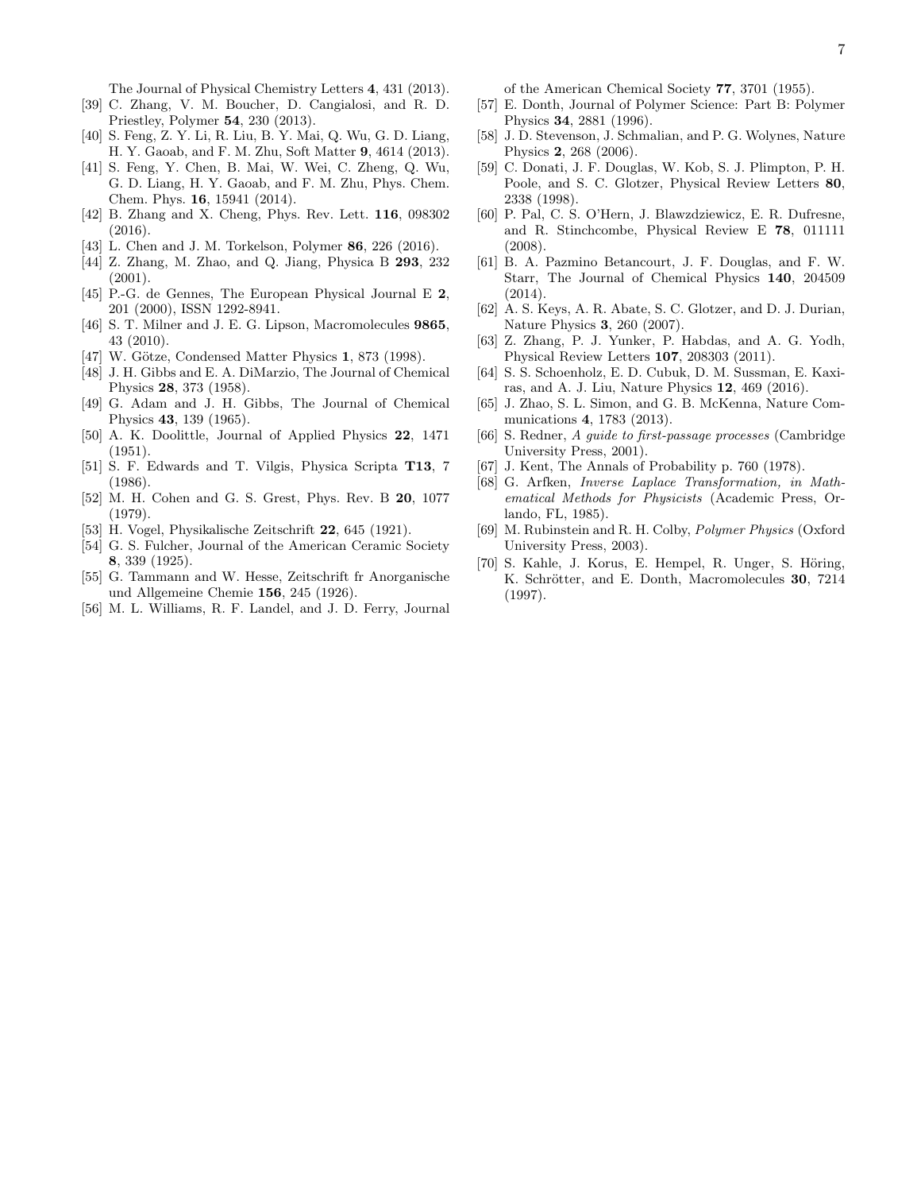The Journal of Physical Chemistry Letters **4**, 431 (2013).

[39] C. Zhang, V. M. Boucher, D. Cangialosi, and R. D. Priestley, Polymer **54**, 230 (2013).

[40] S. Feng, Z. Y. Li, R. Liu, B. Y. Mai, Q. Wu, G. D. Liang, H. Y. Gaoab, and F. M. Zhu, Soft Matter **9**, 4614 (2013).

[41] S. Feng, Y. Chen, B. Mai, W. Wei, C. Zheng, Q. Wu, G. D. Liang, H. Y. Gaoab, and F. M. Zhu, Phys. Chem. Chem. Phys. **16**, 15941 (2014).

[42] B. Zhang and X. Cheng, Phys. Rev. Lett. **116**, 098302 (2016).

[43] L. Chen and J. M. Torkelson, Polymer **86**, 226 (2016).

[44] Z. Zhang, M. Zhao, and Q. Jiang, Physica B **293**, 232 (2001).

[45] P.-G. de Gennes, The European Physical Journal E **2**, 201 (2000), ISSN 1292-8941.

[46] S. T. Milner and J. E. G. Lipson, Macromolecules **9865**, 43 (2010).

[47] W. Götze, Condensed Matter Physics **1**, 873 (1998).

[48] J. H. Gibbs and E. A. DiMarzio, The Journal of Chemical Physics **28**, 373 (1958).

[49] G. Adam and J. H. Gibbs, The Journal of Chemical Physics **43**, 139 (1965).

[50] A. K. Doolittle, Journal of Applied Physics **22**, 1471 (1951).

[51] S. F. Edwards and T. Vilgis, Physica Scripta **T13**, 7 (1986).

[52] M. H. Cohen and G. S. Grest, Phys. Rev. B **20**, 1077 (1979).

[53] H. Vogel, Physikalische Zeitschrift **22**, 645 (1921).

[54] G. S. Fulcher, Journal of the American Ceramic Society **8**, 339 (1925).

[55] G. Tammann and W. Hesse, Zeitschrift fr Anorganische und Allgemeine Chemie **156**, 245 (1926).

[56] M. L. Williams, R. F. Landel, and J. D. Ferry, Journal of the American Chemical Society **77**, 3701 (1955).

[57] E. Donth, Journal of Polymer Science: Part B: Polymer Physics **34**, 2881 (1996).

[58] J. D. Stevenson, J. Schmalian, and P. G. Wolynes, Nature Physics **2**, 268 (2006).

[59] C. Donati, J. F. Douglas, W. Kob, S. J. Plimpton, P. H. Poole, and S. C. Glotzer, Physical Review Letters **80**, 2338 (1998).

[60] P. Pal, C. S. O'Hern, J. Blawzdziewicz, E. R. Dufresne, and R. Stinchcombe, Physical Review E **78**, 011111 (2008).

[61] B. A. Pazmino Betancourt, J. F. Douglas, and F. W. Starr, The Journal of Chemical Physics **140**, 204509 (2014).

[62] A. S. Keys, A. R. Abate, S. C. Glotzer, and D. J. Durian, Nature Physics **3**, 260 (2007).

[63] Z. Zhang, P. J. Yunker, P. Habdas, and A. G. Yodh, Physical Review Letters **107**, 208303 (2011).

[64] S. S. Schoenholz, E. D. Cubuk, D. M. Sussman, E. Kaxiras, and A. J. Liu, Nature Physics **12**, 469 (2016).

[65] J. Zhao, S. L. Simon, and G. B. McKenna, Nature Communications **4**, 1783 (2013).

[66] S. Redner, *A guide to first-passage processes* (Cambridge University Press, 2001).

[67] J. Kent, The Annals of Probability p. 760 (1978).

[68] G. Arfken, *Inverse Laplace Transformation, in Mathematical Methods for Physicists* (Academic Press, Orlando, FL, 1985).

[69] M. Rubinstein and R. H. Colby, *Polymer Physics* (Oxford University Press, 2003).

[70] S. Kahle, J. Korus, E. Hempel, R. Unger, S. Höring, K. Schrötter, and E. Donth, Macromolecules **30**, 7214 (1997).